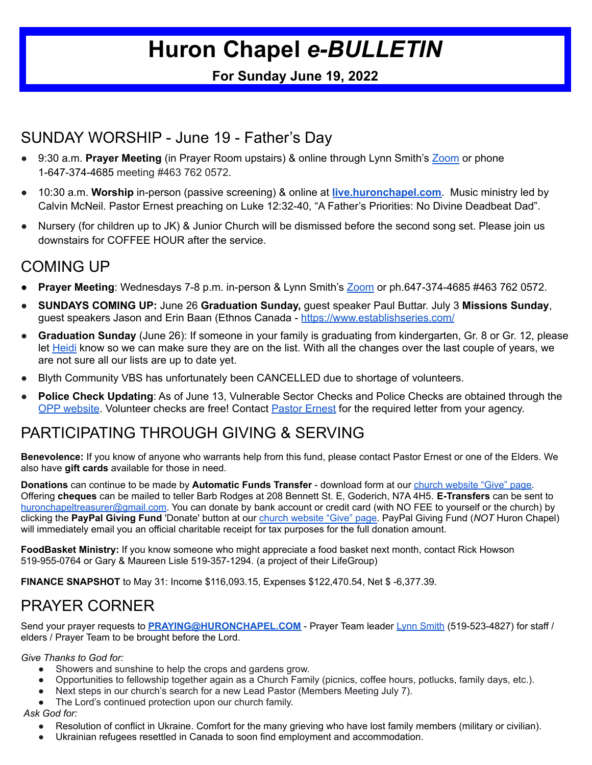# Huron Chapel *e-BULLETIN*

**For Sunday June 19, 2022**

## SUNDAY WORSHIP - June 19 - Father's Day

- 9:30 a.m. **Prayer Meeting** (in Prayer Room upstairs) & online through Lynn Smith's Zoom or phone 1-647-374-4685 meeting #463 762 0572.
- 10:30 a.m. **Worship** in-person (passive screening) & online at **live.huronchapel.com**. Music ministry led by Calvin McNeil. Pastor Ernest preaching on Luke 12:32-40, "A Father's Priorities: No Divine Deadbeat Dad".
- Nursery (for children up to JK) & Junior Church will be dismissed before the second song set. Please join us downstairs for COFFEE HOUR after the service.

## COMING UP

- **Prayer Meeting**: Wednesdays 7-8 p.m. in-person & Lynn Smith's Zoom or ph.647-374-4685 #463 762 0572.
- **SUNDAYS COMING UP:** June 26 **Graduation Sunday,** guest speaker Paul Buttar. July 3 **Missions Sunday**, guest speakers Jason and Erin Baan (Ethnos Canada - https://www.establishseries.com/
- **Graduation Sunday** (June 26): If someone in your family is graduating from kindergarten, Gr. 8 or Gr. 12, please let Heidi know so we can make sure they are on the list. With all the changes over the last couple of years, we are not sure all our lists are up to date yet.
- Blyth Community VBS has unfortunately been CANCELLED due to shortage of volunteers.
- **Police Check Updating**: As of June 13, Vulnerable Sector Checks and Police Checks are obtained through the OPP website. Volunteer checks are free! Contact Pastor Ernest for the required letter from your agency.

## PARTICIPATING THROUGH GIVING & SERVING

**Benevolence:** If you know of anyone who warrants help from this fund, please contact Pastor Ernest or one of the Elders. We also have **gift cards** available for those in need.

**Donations** can continue to be made by **Automatic Funds Transfer** - download form at our church website "Give" page. Offering **cheques** can be mailed to teller Barb Rodges at 208 Bennett St. E, Goderich, N7A 4H5. **E-Transfers** can be sent to huronchapeltreasurer@gmail.com. You can donate by bank account or credit card (with NO FEE to yourself or the church) by clicking the **PayPal Giving Fund** 'Donate' button at our church website "Give" page. PayPal Giving Fund (*NOT* Huron Chapel) will immediately email you an official charitable receipt for tax purposes for the full donation amount.

**FoodBasket Ministry:** If you know someone who might appreciate a food basket next month, contact Rick Howson 519-955-0764 or Gary & Maureen Lisle 519-357-1294. (a project of their LifeGroup)

**FINANCE SNAPSHOT** to May 31: Income $116,093.15, Expenses $122,470.54, Net $ -6,377.39.

## PRAYER CORNER

Send your prayer requests to **PRAYING@HURONCHAPEL.COM** - Prayer Team leader Lynn Smith (519-523-4827) for staff / elders / Prayer Team to be brought before the Lord.

*Give Thanks to God for:*

- Showers and sunshine to help the crops and gardens grow.
- Opportunities to fellowship together again as a Church Family (picnics, coffee hours, potlucks, family days, etc.).
- Next steps in our church's search for a new Lead Pastor (Members Meeting July 7).
- The Lord's continued protection upon our church family.

*Ask God for:*

- Resolution of conflict in Ukraine. Comfort for the many grieving who have lost family members (military or civilian).
- Ukrainian refugees resettled in Canada to soon find employment and accommodation.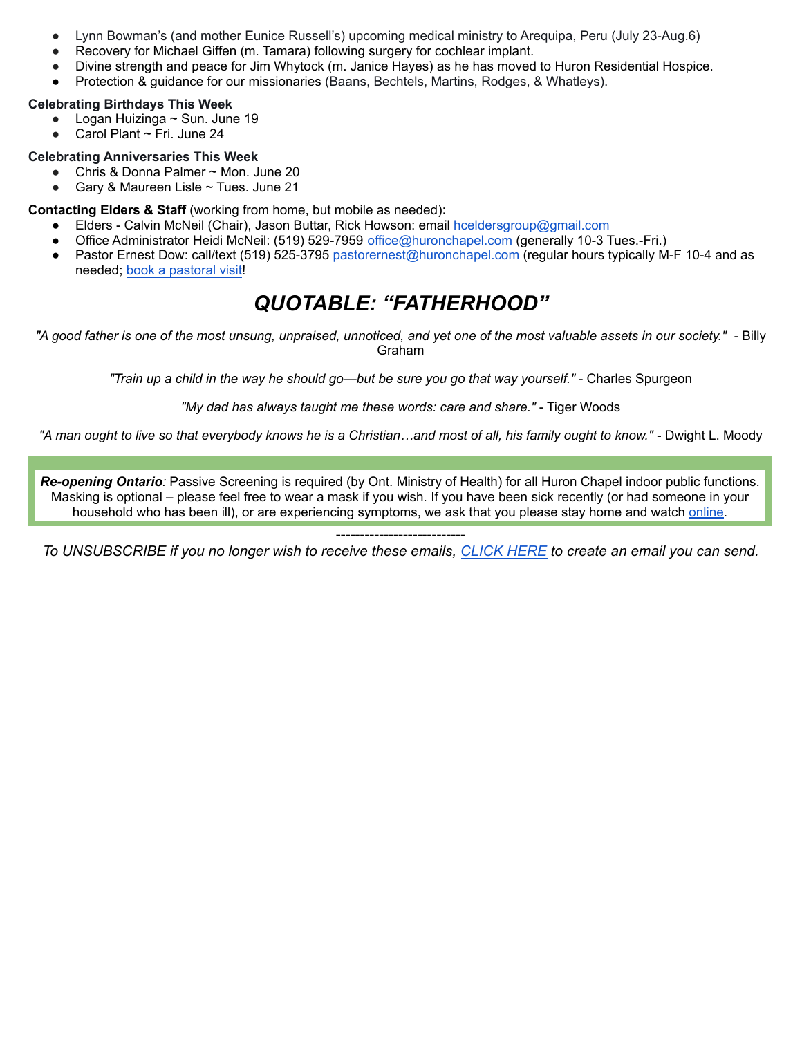- Lynn Bowman's (and mother Eunice Russell's) upcoming medical ministry to Arequipa, Peru (July 23-Aug.6)
- Recovery for Michael Giffen (m. Tamara) following surgery for cochlear implant.
- Divine strength and peace for Jim Whytock (m. Janice Hayes) as he has moved to Huron Residential Hospice.
- Protection & guidance for our missionaries (Baans, Bechtels, Martins, Rodges, & Whatleys).

**Celebrating Birthdays This Week**

- Logan Huizinga ~ Sun. June 19
- Carol Plant ~ Fri. June 24

**Celebrating Anniversaries This Week**

- Chris & Donna Palmer ~ Mon. June 20
- Gary & Maureen Lisle ~ Tues. June 21

**Contacting Elders & Staff** (working from home, but mobile as needed)**:**

- Elders - Calvin McNeil (Chair), Jason Buttar, Rick Howson: email hceldersgroup@gmail.com
- Office Administrator Heidi McNeil: (519) 529-7959 office@huronchapel.com (generally 10-3 Tues.-Fri.)
- Pastor Ernest Dow: call/text (519) 525-3795 pastorernest@huronchapel.com (regular hours typically M-F 10-4 and as needed; book a pastoral visit!

## *QUOTABLE: "FATHERHOOD"*

*"A good father is one of the most unsung, unpraised, unnoticed, and yet one of the most valuable assets in our society."* - Billy Graham

*"Train up a child in the way he should go—but be sure you go that way yourself."* - Charles Spurgeon

*"My dad has always taught me these words: care and share."* - Tiger Woods

*"A man ought to live so that everybody knows he is a Christian…and most of all, his family ought to know."* - Dwight L. Moody

***Re-opening Ontario****:* Passive Screening is required (by Ont. Ministry of Health) for all Huron Chapel indoor public functions. Masking is optional – please feel free to wear a mask if you wish. If you have been sick recently (or had someone in your household who has been ill), or are experiencing symptoms, we ask that you please stay home and watch online.

--------------------------

*To UNSUBSCRIBE if you no longer wish to receive these emails, CLICK HERE to create an email you can send.*